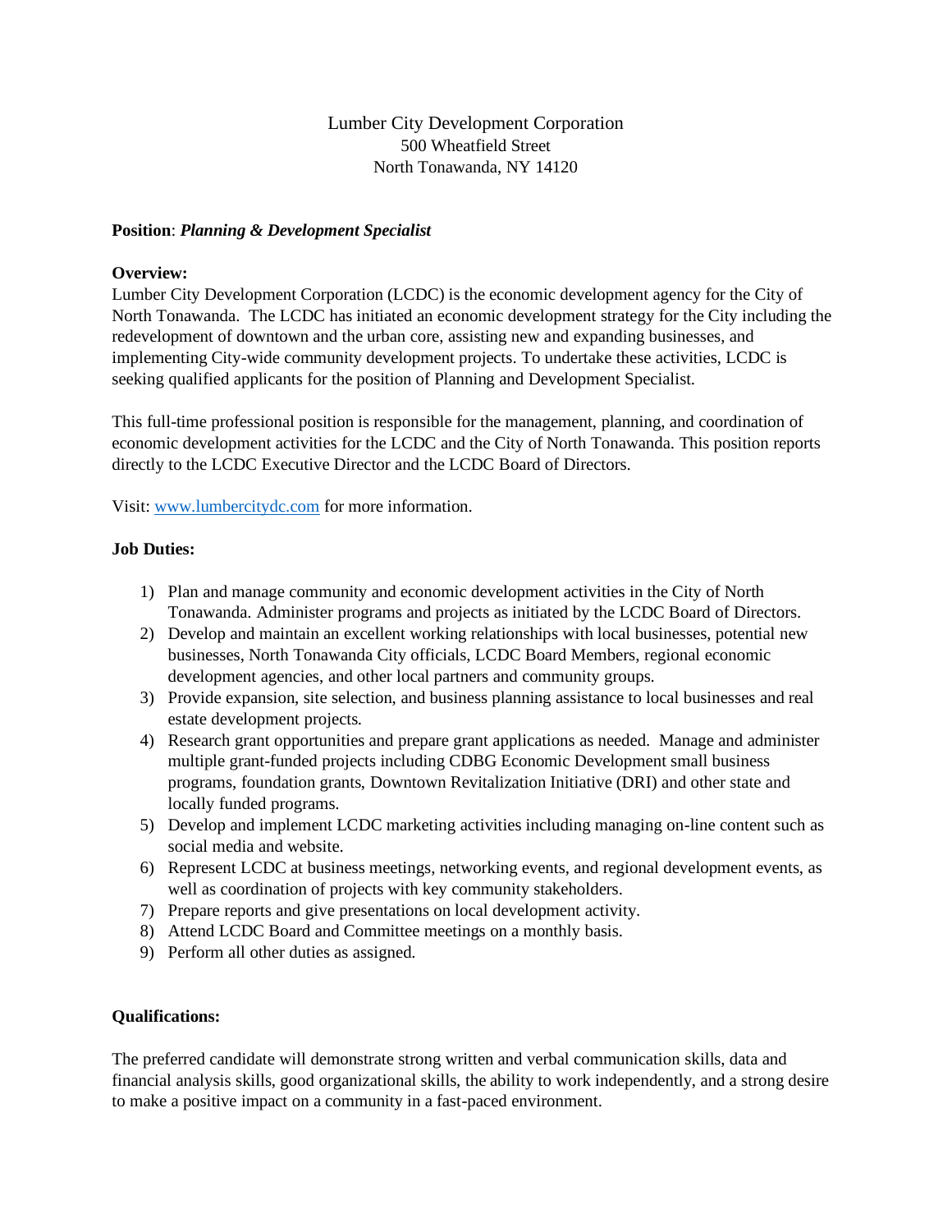Lumber City Development Corporation
500 Wheatfield Street
North Tonawanda, NY 14120

**Position**: ***Planning & Development Specialist***

**Overview:**
Lumber City Development Corporation (LCDC) is the economic development agency for the City of North Tonawanda. The LCDC has initiated an economic development strategy for the City including the redevelopment of downtown and the urban core, assisting new and expanding businesses, and implementing City-wide community development projects. To undertake these activities, LCDC is seeking qualified applicants for the position of Planning and Development Specialist.

This full-time professional position is responsible for the management, planning, and coordination of economic development activities for the LCDC and the City of North Tonawanda. This position reports directly to the LCDC Executive Director and the LCDC Board of Directors.

Visit: [www.lumbercitydc.com](http://www.lumbercitydc.com) for more information.

**Job Duties:**

1) Plan and manage community and economic development activities in the City of North Tonawanda. Administer programs and projects as initiated by the LCDC Board of Directors.
2) Develop and maintain an excellent working relationships with local businesses, potential new businesses, North Tonawanda City officials, LCDC Board Members, regional economic development agencies, and other local partners and community groups.
3) Provide expansion, site selection, and business planning assistance to local businesses and real estate development projects.
4) Research grant opportunities and prepare grant applications as needed. Manage and administer multiple grant-funded projects including CDBG Economic Development small business programs, foundation grants, Downtown Revitalization Initiative (DRI) and other state and locally funded programs.
5) Develop and implement LCDC marketing activities including managing on-line content such as social media and website.
6) Represent LCDC at business meetings, networking events, and regional development events, as well as coordination of projects with key community stakeholders.
7) Prepare reports and give presentations on local development activity.
8) Attend LCDC Board and Committee meetings on a monthly basis.
9) Perform all other duties as assigned.

**Qualifications:**

The preferred candidate will demonstrate strong written and verbal communication skills, data and financial analysis skills, good organizational skills, the ability to work independently, and a strong desire to make a positive impact on a community in a fast-paced environment.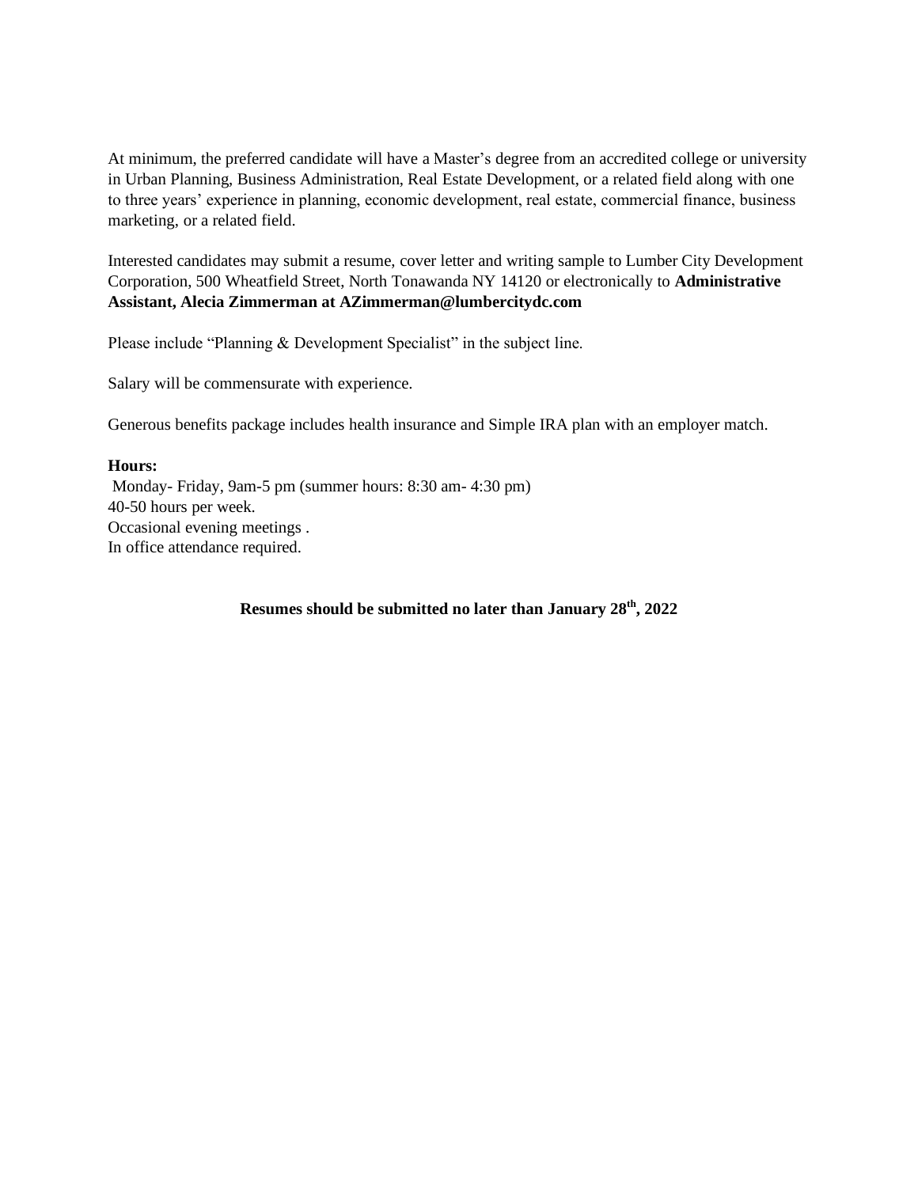At minimum, the preferred candidate will have a Master's degree from an accredited college or university in Urban Planning, Business Administration, Real Estate Development, or a related field along with one to three years' experience in planning, economic development, real estate, commercial finance, business marketing, or a related field.

Interested candidates may submit a resume, cover letter and writing sample to Lumber City Development Corporation, 500 Wheatfield Street, North Tonawanda NY 14120 or electronically to **Administrative Assistant, Alecia Zimmerman at AZimmerman@lumbercitydc.com**

Please include "Planning & Development Specialist" in the subject line.

Salary will be commensurate with experience.

Generous benefits package includes health insurance and Simple IRA plan with an employer match.

**Hours:**
Monday- Friday, 9am-5 pm (summer hours: 8:30 am- 4:30 pm)
40-50 hours per week.
Occasional evening meetings .
In office attendance required.

**Resumes should be submitted no later than January 28th, 2022**